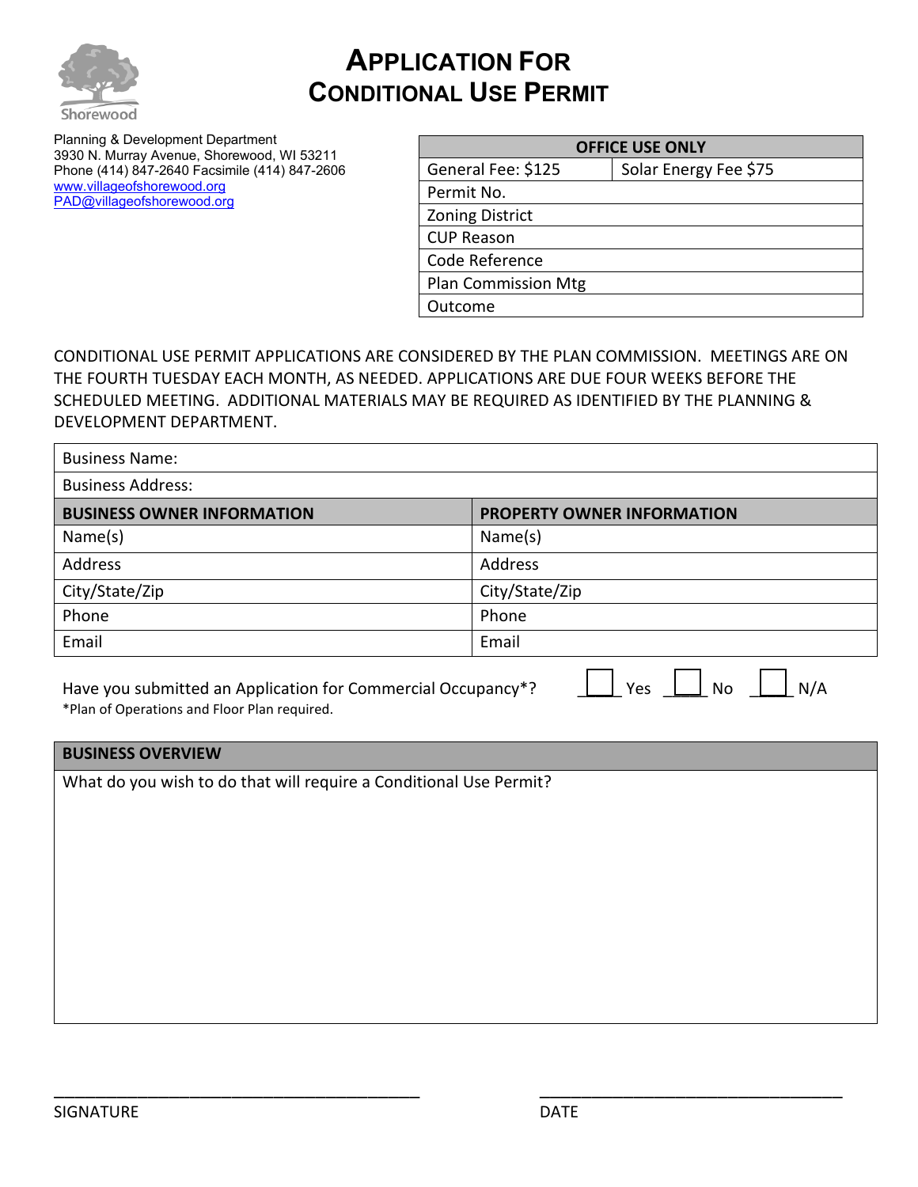Shorewood

# APPLICATION FOR CONDITIONAL USE PERMIT

Planning & Development Department
3930 N. Murray Avenue, Shorewood, WI 53211
Phone (414) 847-2640 Facsimile (414) 847-2606
www.villageofshorewood.org
PAD@villageofshorewood.org

| OFFICE USE ONLY | |
|---|---|
| General Fee: $125 | Solar Energy Fee $75 |
| Permit No. | |
| Zoning District | |
| CUP Reason | |
| Code Reference | |
| Plan Commission Mtg | |
| Outcome | |

CONDITIONAL USE PERMIT APPLICATIONS ARE CONSIDERED BY THE PLAN COMMISSION. MEETINGS ARE ON THE FOURTH TUESDAY EACH MONTH, AS NEEDED. APPLICATIONS ARE DUE FOUR WEEKS BEFORE THE SCHEDULED MEETING. ADDITIONAL MATERIALS MAY BE REQUIRED AS IDENTIFIED BY THE PLANNING & DEVELOPMENT DEPARTMENT.

| Business Name: | |
|---|---|
| Business Address: | |
| **BUSINESS OWNER INFORMATION** | **PROPERTY OWNER INFORMATION** |
| Name(s) | Name(s) |
| Address | Address |
| City/State/Zip | City/State/Zip |
| Phone | Phone |
| Email | Email |

Have you submitted an Application for Commercial Occupancy*? ☐ Yes ☐ No ☐ N/A

*Plan of Operations and Floor Plan required.

| BUSINESS OVERVIEW |
|---|
| What do you wish to do that will require a Conditional Use Permit? |

_______________________________ SIGNATURE

_______________________________ DATE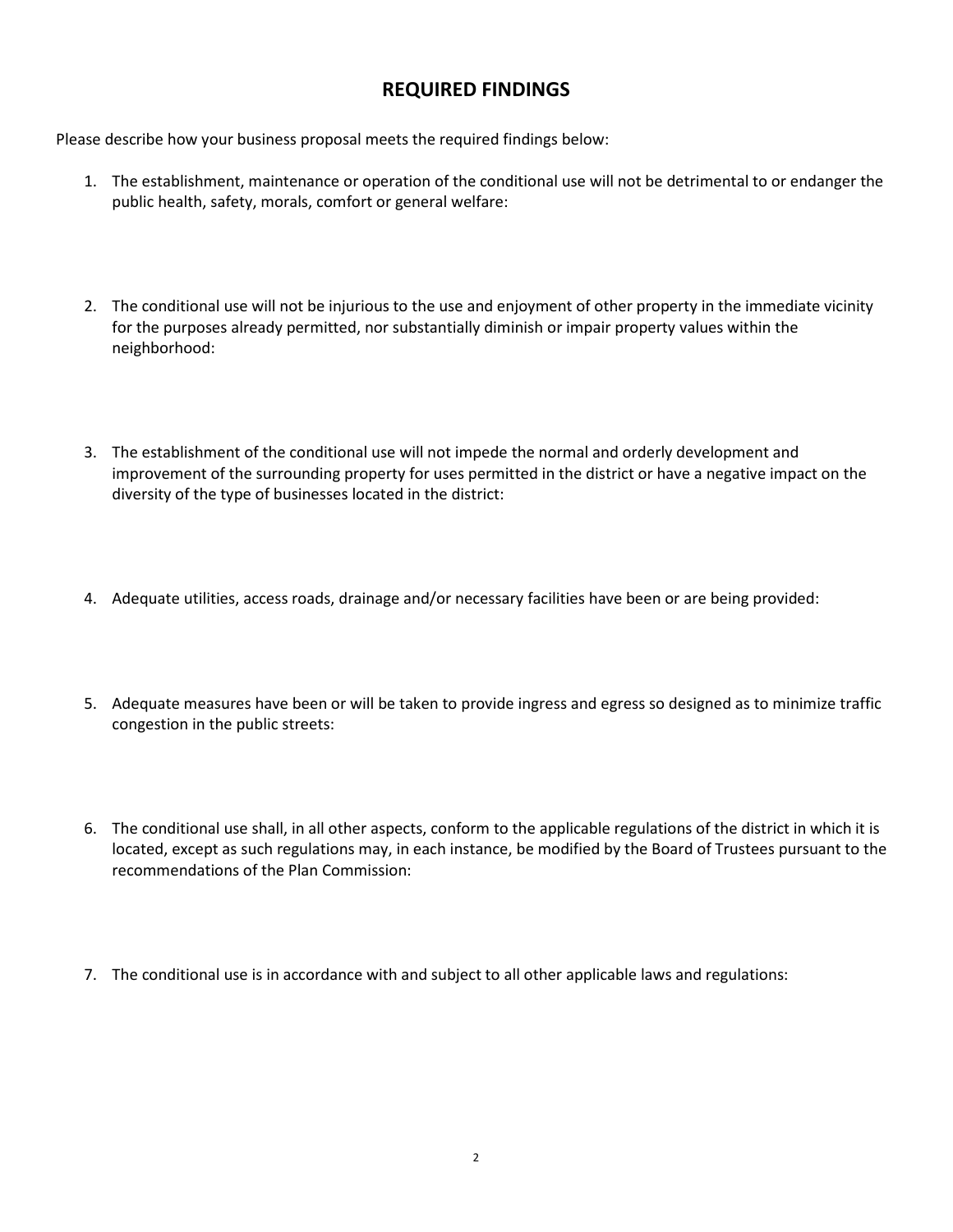## REQUIRED FINDINGS

Please describe how your business proposal meets the required findings below:

1. The establishment, maintenance or operation of the conditional use will not be detrimental to or endanger the public health, safety, morals, comfort or general welfare:

2. The conditional use will not be injurious to the use and enjoyment of other property in the immediate vicinity for the purposes already permitted, nor substantially diminish or impair property values within the neighborhood:

3. The establishment of the conditional use will not impede the normal and orderly development and improvement of the surrounding property for uses permitted in the district or have a negative impact on the diversity of the type of businesses located in the district:

4. Adequate utilities, access roads, drainage and/or necessary facilities have been or are being provided:

5. Adequate measures have been or will be taken to provide ingress and egress so designed as to minimize traffic congestion in the public streets:

6. The conditional use shall, in all other aspects, conform to the applicable regulations of the district in which it is located, except as such regulations may, in each instance, be modified by the Board of Trustees pursuant to the recommendations of the Plan Commission:

7. The conditional use is in accordance with and subject to all other applicable laws and regulations: